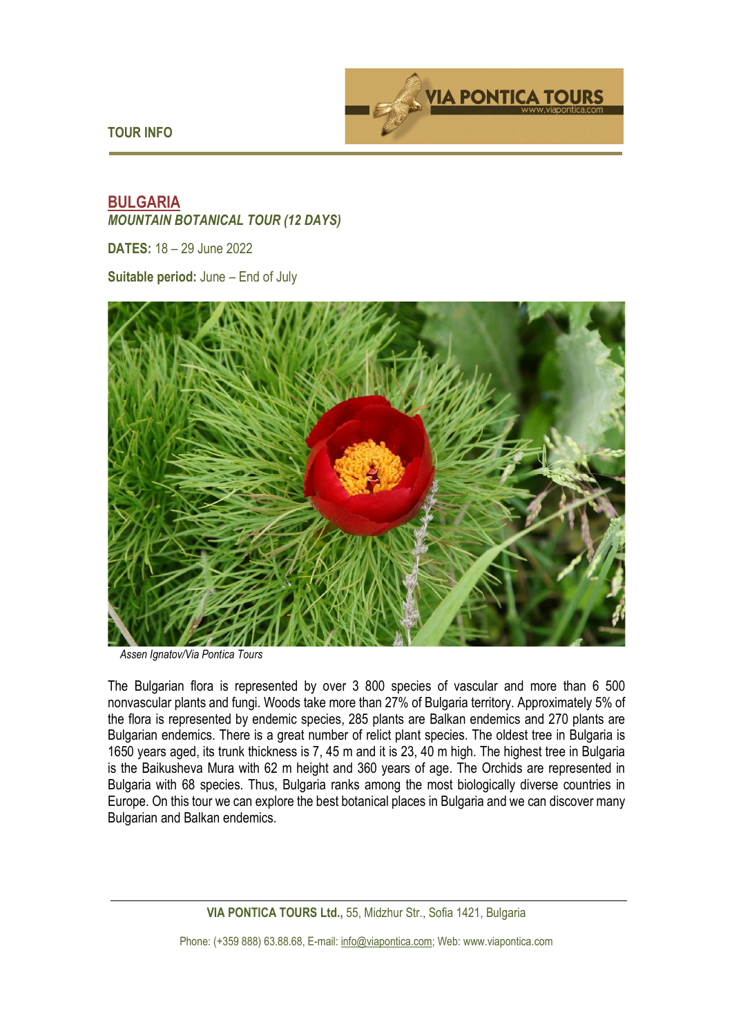TOUR INFO

# BULGARIA

***MOUNTAIN BOTANICAL TOUR (12 DAYS)***

**DATES:** 18 – 29 June 2022

**Suitable period:** June – End of July

*Assen Ignatov/Via Pontica Tours*

The Bulgarian flora is represented by over 3 800 species of vascular and more than 6 500 nonvascular plants and fungi. Woods take more than 27% of Bulgaria territory. Approximately 5% of the flora is represented by endemic species, 285 plants are Balkan endemics and 270 plants are Bulgarian endemics. There is a great number of relict plant species. The oldest tree in Bulgaria is 1650 years aged, its trunk thickness is 7, 45 m and it is 23, 40 m high. The highest tree in Bulgaria is the Baikusheva Mura with 62 m height and 360 years of age. The Orchids are represented in Bulgaria with 68 species. Thus, Bulgaria ranks among the most biologically diverse countries in Europe. On this tour we can explore the best botanical places in Bulgaria and we can discover many Bulgarian and Balkan endemics.

**VIA PONTICA TOURS Ltd.,** 55, Midzhur Str., Sofia 1421, Bulgaria

Phone: (+359 888) 63.88.68, E-mail: info@viapontica.com; Web: www.viapontica.com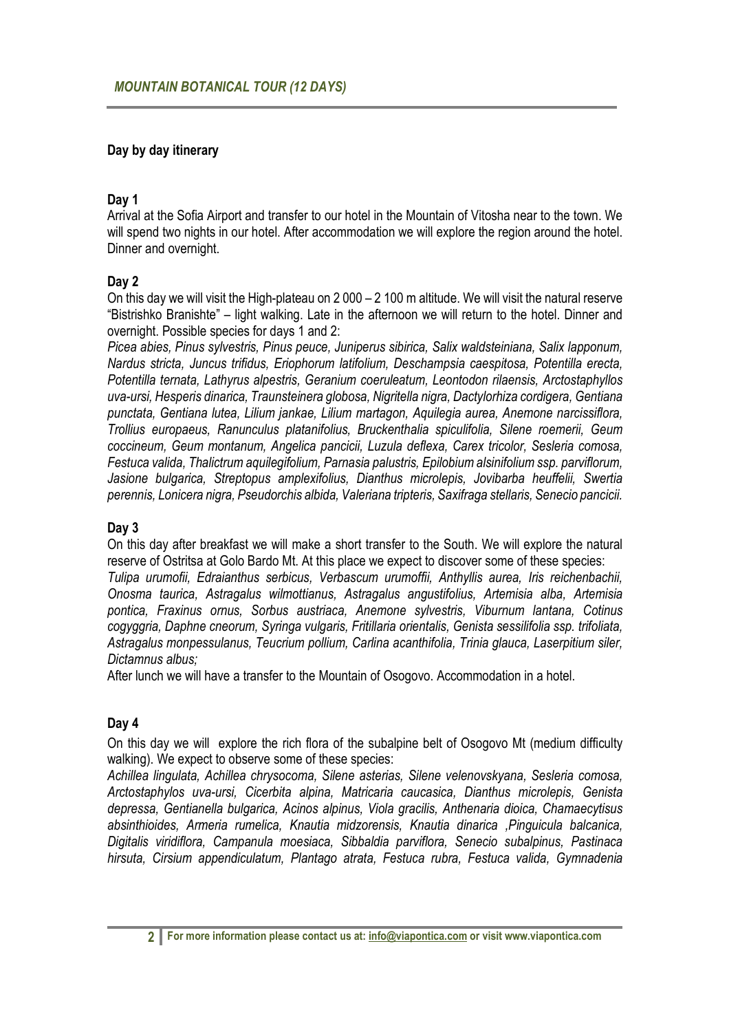## *MOUNTAIN BOTANICAL TOUR (12 DAYS)*

### Day by day itinerary

**Day 1**

Arrival at the Sofia Airport and transfer to our hotel in the Mountain of Vitosha near to the town. We will spend two nights in our hotel. After accommodation we will explore the region around the hotel. Dinner and overnight.

**Day 2**

On this day we will visit the High-plateau on 2 000 – 2 100 m altitude. We will visit the natural reserve "Bistrishko Branishte" – light walking. Late in the afternoon we will return to the hotel. Dinner and overnight. Possible species for days 1 and 2:

*Picea abies, Pinus sylvestris, Pinus peuce, Juniperus sibirica, Salix waldsteiniana, Salix lapponum, Nardus stricta, Juncus trifidus, Eriophorum latifolium, Deschampsia caespitosa, Potentilla erecta, Potentilla ternata, Lathyrus alpestris, Geranium coeruleatum, Leontodon rilaensis, Arctostaphyllos uva-ursi, Hesperis dinarica, Traunsteinera globosa, Nigritella nigra, Dactylorhiza cordigera, Gentiana punctata, Gentiana lutea, Lilium jankae, Lilium martagon, Aquilegia aurea, Anemone narcissiflora, Trollius europaeus, Ranunculus platanifolius, Bruckenthalia spiculifolia, Silene roemerii, Geum coccineum, Geum montanum, Angelica pancicii, Luzula deflexa, Carex tricolor, Sesleria comosa, Festuca valida, Thalictrum aquilegifolium, Parnasia palustris, Epilobium alsinifolium ssp. parviflorum, Jasione bulgarica, Streptopus amplexifolius, Dianthus microlepis, Jovibarba heuffelii, Swertia perennis, Lonicera nigra, Pseudorchis albida, Valeriana tripteris, Saxifraga stellaris, Senecio pancicii.*

**Day 3**

On this day after breakfast we will make a short transfer to the South. We will explore the natural reserve of Ostritsa at Golo Bardo Mt. At this place we expect to discover some of these species:

*Tulipa urumofii, Edraianthus serbicus, Verbascum urumoffii, Anthyllis aurea, Iris reichenbachii, Onosma taurica, Astragalus wilmottianus, Astragalus angustifolius, Artemisia alba, Artemisia pontica, Fraxinus ornus, Sorbus austriaca, Anemone sylvestris, Viburnum lantana, Cotinus cogyggria, Daphne cneorum, Syringa vulgaris, Fritillaria orientalis, Genista sessilifolia ssp. trifoliata, Astragalus monpessulanus, Teucrium pollium, Carlina acanthifolia, Trinia glauca, Laserpitium siler, Dictamnus albus;*

After lunch we will have a transfer to the Mountain of Osogovo. Accommodation in a hotel.

**Day 4**

On this day we will explore the rich flora of the subalpine belt of Osogovo Mt (medium difficulty walking). We expect to observe some of these species:

*Achillea lingulata, Achillea chrysocoma, Silene asterias, Silene velenovskyana, Sesleria comosa, Arctostaphylos uva-ursi, Cicerbita alpina, Matricaria caucasica, Dianthus microlepis, Genista depressa, Gentianella bulgarica, Acinos alpinus, Viola gracilis, Anthenaria dioica, Chamaecytisus absinthioides, Armeria rumelica, Knautia midzorensis, Knautia dinarica ,Pinguicula balcanica, Digitalis viridiflora, Campanula moesiaca, Sibbaldia parviflora, Senecio subalpinus, Pastinaca hirsuta, Cirsium appendiculatum, Plantago atrata, Festuca rubra, Festuca valida, Gymnadenia*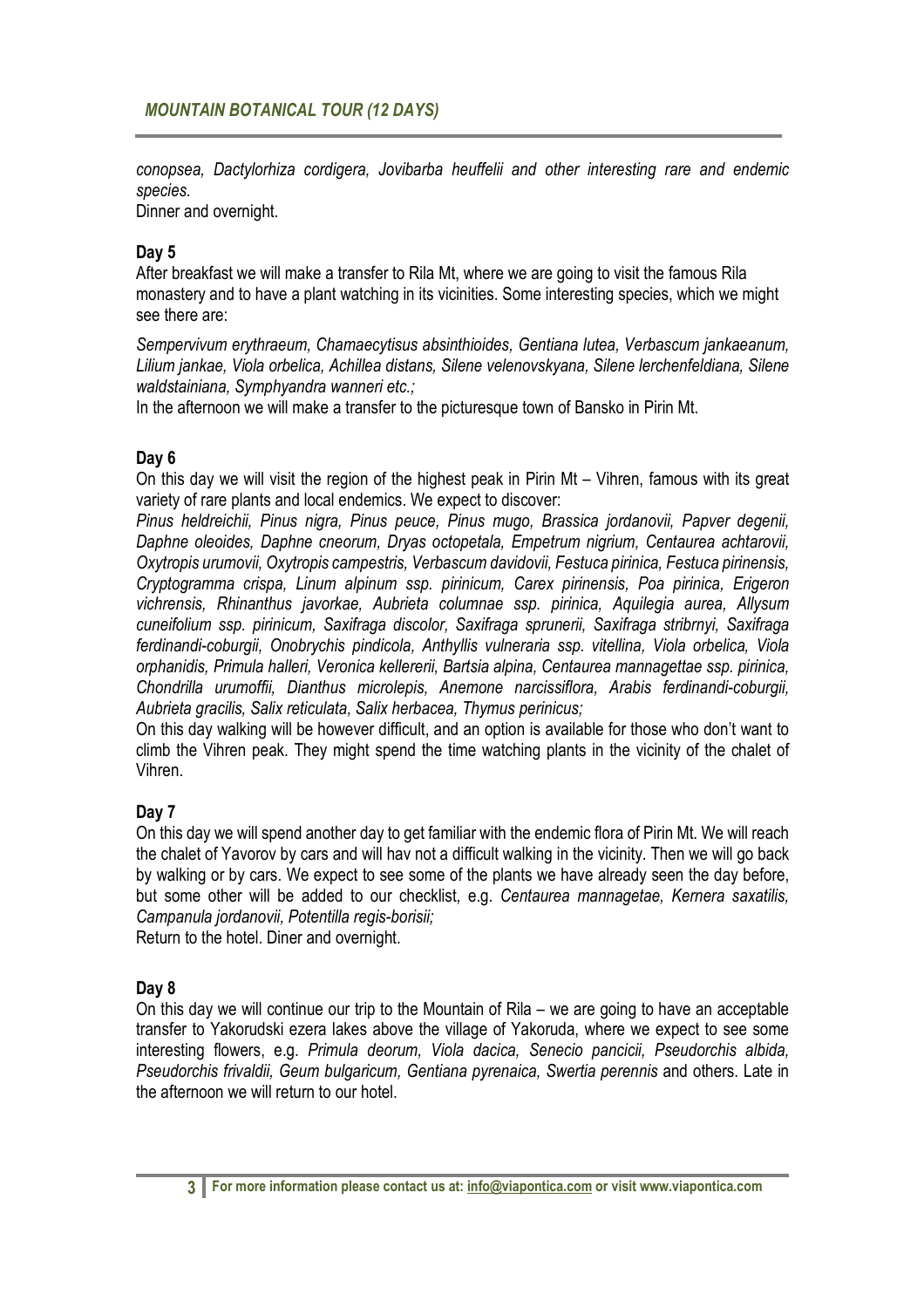*conopsea, Dactylorhiza cordigera, Jovibarba heuffelii and other interesting rare and endemic species.*

Dinner and overnight.

### Day 5

After breakfast we will make a transfer to Rila Mt, where we are going to visit the famous Rila monastery and to have a plant watching in its vicinities. Some interesting species, which we might see there are:

*Sempervivum erythraeum, Chamaecytisus absinthioides, Gentiana lutea, Verbascum jankaeanum, Lilium jankae, Viola orbelica, Achillea distans, Silene velenovskyana, Silene lerchenfeldiana, Silene waldstainiana, Symphyandra wanneri etc.;*

In the afternoon we will make a transfer to the picturesque town of Bansko in Pirin Mt.

### Day 6

On this day we will visit the region of the highest peak in Pirin Mt – Vihren, famous with its great variety of rare plants and local endemics. We expect to discover:

*Pinus heldreichii, Pinus nigra, Pinus peuce, Pinus mugo, Brassica jordanovii, Papver degenii, Daphne oleoides, Daphne cneorum, Dryas octopetala, Empetrum nigrium, Centaurea achtarovii, Oxytropis urumovii, Oxytropis campestris, Verbascum davidovii, Festuca pirinica, Festuca pirinensis, Cryptogramma crispa, Linum alpinum ssp. pirinicum, Carex pirinensis, Poa pirinica, Erigeron vichrensis, Rhinanthus javorkae, Aubrieta columnae ssp. pirinica, Aquilegia aurea, Allysum cuneifolium ssp. pirinicum, Saxifraga discolor, Saxifraga sprunerii, Saxifraga stribrnyi, Saxifraga ferdinandi-coburgii, Onobrychis pindicola, Anthyllis vulneraria ssp. vitellina, Viola orbelica, Viola orphanidis, Primula halleri, Veronica kellererii, Bartsia alpina, Centaurea mannagettae ssp. pirinica, Chondrilla urumoffii, Dianthus microlepis, Anemone narcissiflora, Arabis ferdinandi-coburgii, Aubrieta gracilis, Salix reticulata, Salix herbacea, Thymus perinicus;*

On this day walking will be however difficult, and an option is available for those who don't want to climb the Vihren peak. They might spend the time watching plants in the vicinity of the chalet of Vihren.

### Day 7

On this day we will spend another day to get familiar with the endemic flora of Pirin Mt. We will reach the chalet of Yavorov by cars and will hav not a difficult walking in the vicinity. Then we will go back by walking or by cars. We expect to see some of the plants we have already seen the day before, but some other will be added to our checklist, e.g. *Centaurea mannagetae, Kernera saxatilis, Campanula jordanovii, Potentilla regis-borisii;*

Return to the hotel. Diner and overnight.

### Day 8

On this day we will continue our trip to the Mountain of Rila – we are going to have an acceptable transfer to Yakorudski ezera lakes above the village of Yakoruda, where we expect to see some interesting flowers, e.g. *Primula deorum, Viola dacica, Senecio pancicii, Pseudorchis albida, Pseudorchis frivaldii, Geum bulgaricum, Gentiana pyrenaica, Swertia perennis* and others. Late in the afternoon we will return to our hotel.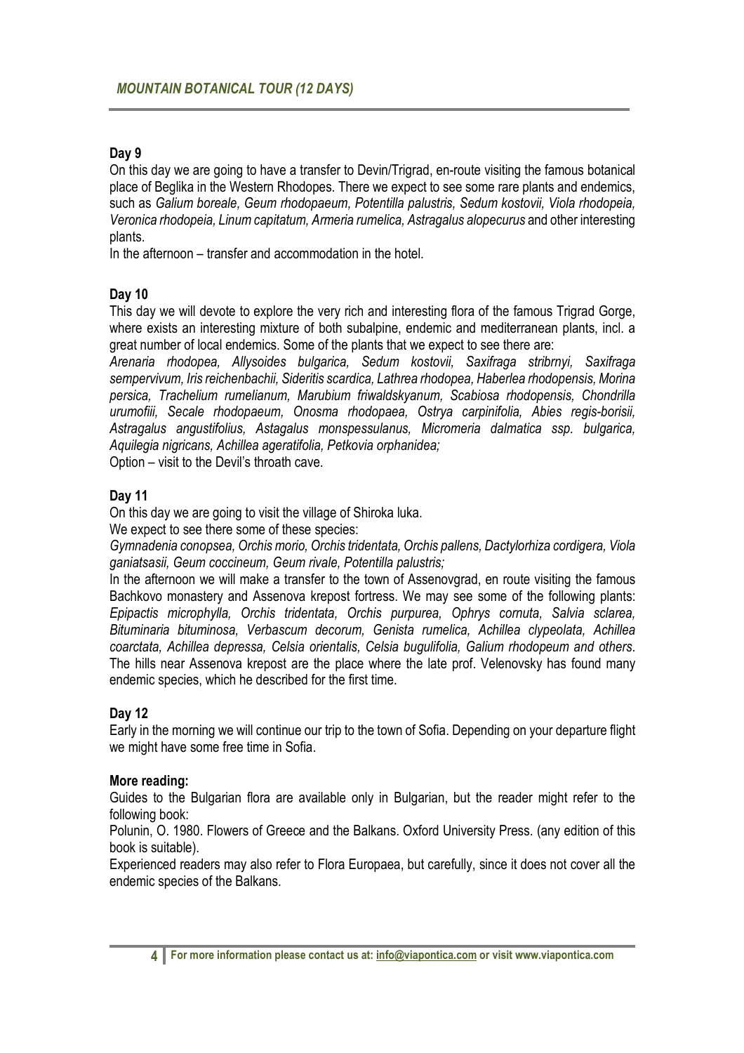## Day 9

On this day we are going to have a transfer to Devin/Trigrad, en-route visiting the famous botanical place of Beglika in the Western Rhodopes. There we expect to see some rare plants and endemics, such as *Galium boreale, Geum rhodopaeum, Potentilla palustris, Sedum kostovii, Viola rhodopeia, Veronica rhodopeia, Linum capitatum, Armeria rumelica, Astragalus alopecurus* and other interesting plants.

In the afternoon – transfer and accommodation in the hotel.

## Day 10

This day we will devote to explore the very rich and interesting flora of the famous Trigrad Gorge, where exists an interesting mixture of both subalpine, endemic and mediterranean plants, incl. a great number of local endemics. Some of the plants that we expect to see there are:

*Arenaria rhodopea, Allysoides bulgarica, Sedum kostovii, Saxifraga stribrnyi, Saxifraga sempervivum, Iris reichenbachii, Sideritis scardica, Lathrea rhodopea, Haberlea rhodopensis, Morina persica, Trachelium rumelianum, Marubium friwaldskyanum, Scabiosa rhodopensis, Chondrilla urumofiii, Secale rhodopaeum, Onosma rhodopaea, Ostrya carpinifolia, Abies regis-borisii, Astragalus angustifolius, Astagalus monspessulanus, Micromeria dalmatica ssp. bulgarica, Aquilegia nigricans, Achillea ageratifolia, Petkovia orphanidea;*

Option – visit to the Devil's throath cave.

## Day 11

On this day we are going to visit the village of Shiroka luka.

We expect to see there some of these species:

*Gymnadenia conopsea, Orchis morio, Orchis tridentata, Orchis pallens, Dactylorhiza cordigera, Viola ganiatsasii, Geum coccineum, Geum rivale, Potentilla palustris;*

In the afternoon we will make a transfer to the town of Assenovgrad, en route visiting the famous Bachkovo monastery and Assenova krepost fortress. We may see some of the following plants: *Epipactis microphylla, Orchis tridentata, Orchis purpurea, Ophrys cornuta, Salvia sclarea, Bituminaria bituminosa, Verbascum decorum, Genista rumelica, Achillea clypeolata, Achillea coarctata, Achillea depressa, Celsia orientalis, Celsia bugulifolia, Galium rhodopeum and others*. The hills near Assenova krepost are the place where the late prof. Velenovsky has found many endemic species, which he described for the first time.

## Day 12

Early in the morning we will continue our trip to the town of Sofia. Depending on your departure flight we might have some free time in Sofia.

**More reading:**

Guides to the Bulgarian flora are available only in Bulgarian, but the reader might refer to the following book:

Polunin, O. 1980. Flowers of Greece and the Balkans. Oxford University Press. (any edition of this book is suitable).

Experienced readers may also refer to Flora Europaea, but carefully, since it does not cover all the endemic species of the Balkans.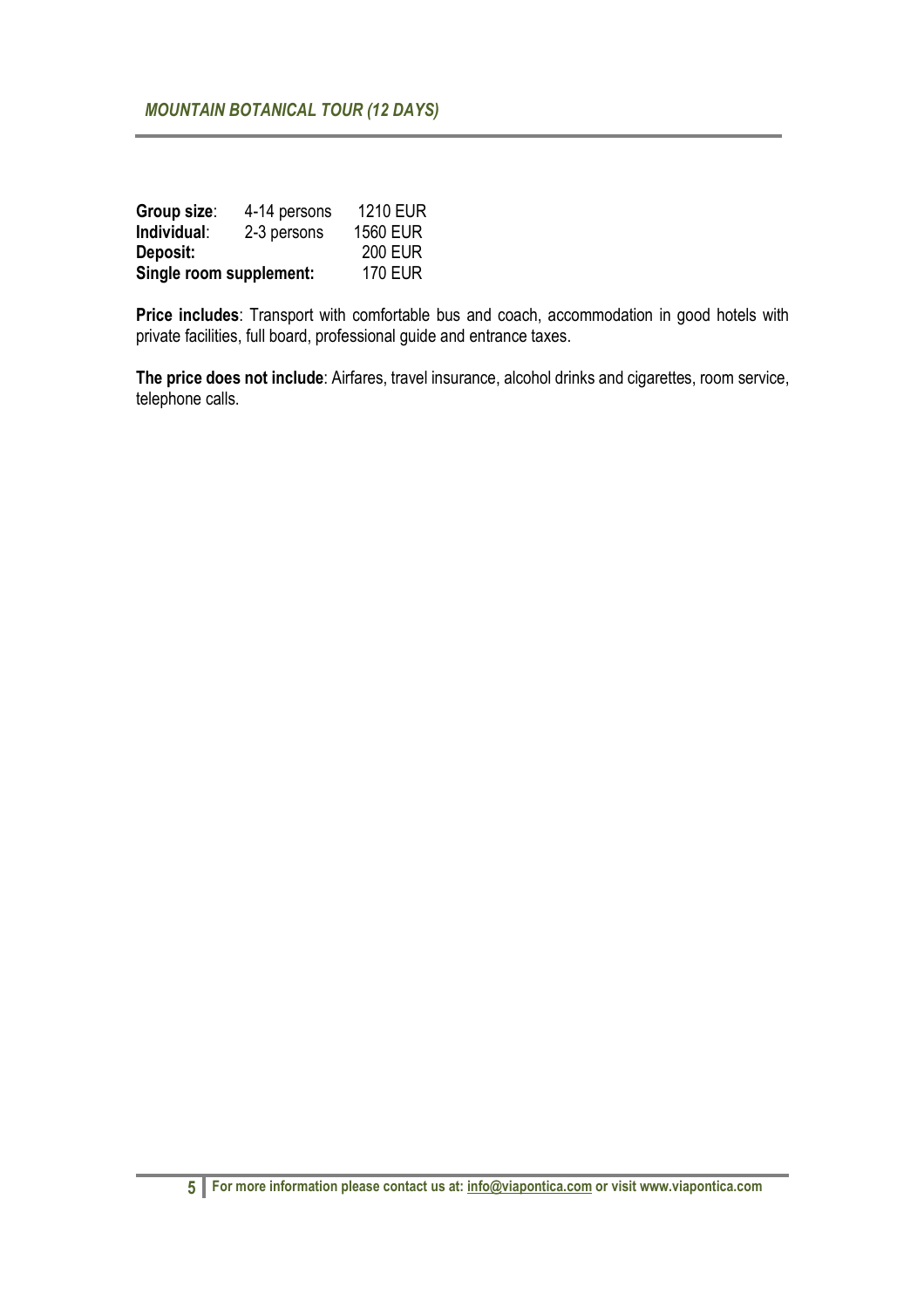| | | |
|---|---|---|
| **Group size**: | 4-14 persons | 1210 EUR |
| **Individual**: | 2-3 persons | 1560 EUR |
| **Deposit:** | | 200 EUR |
| **Single room supplement:** | | 170 EUR |

**Price includes**: Transport with comfortable bus and coach, accommodation in good hotels with private facilities, full board, professional guide and entrance taxes.

**The price does not include**: Airfares, travel insurance, alcohol drinks and cigarettes, room service, telephone calls.